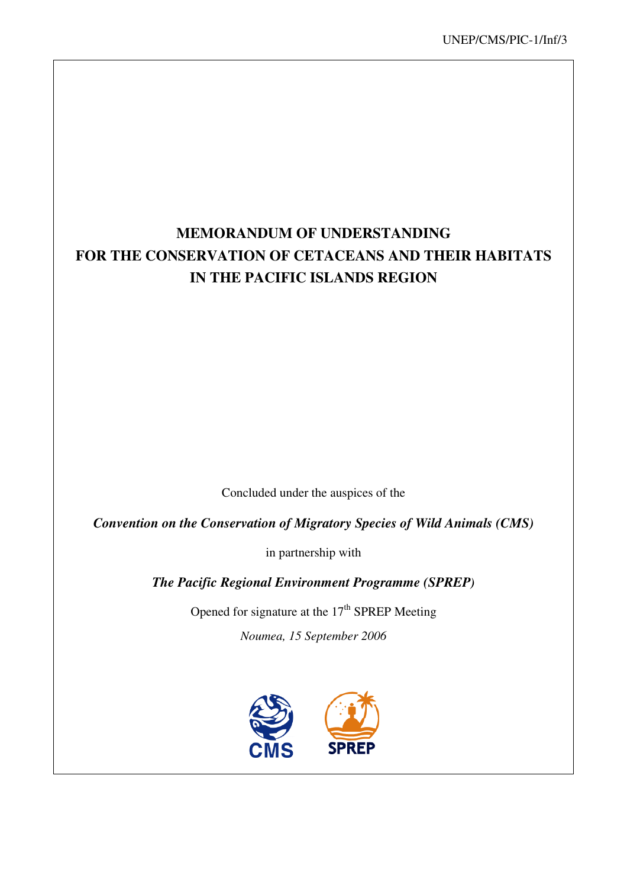UNEP/CMS/PIC-1/Inf/3

# MEMORANDUM OF UNDERSTANDING FOR THE CONSERVATION OF CETACEANS AND THEIR HABITATS IN THE PACIFIC ISLANDS REGION

Concluded under the auspices of the

***Convention on the Conservation of Migratory Species of Wild Animals (CMS)***

in partnership with

***The Pacific Regional Environment Programme (SPREP)***

Opened for signature at the 17th SPREP Meeting

*Noumea, 15 September 2006*

CMS SPREP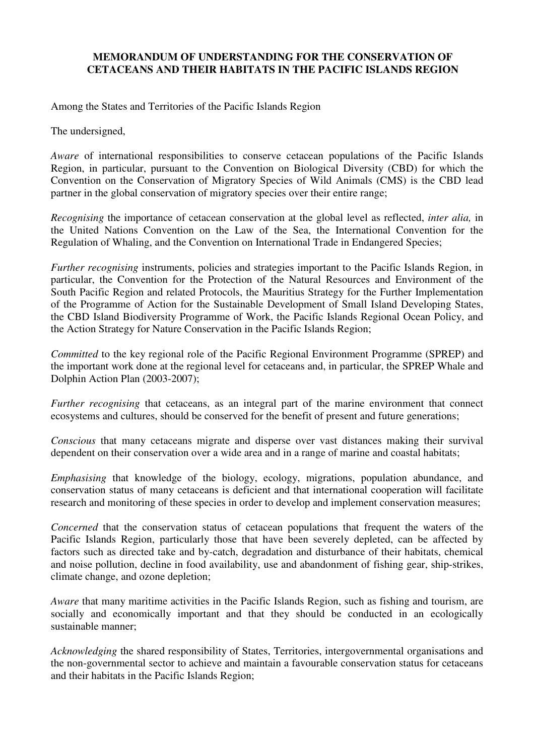**MEMORANDUM OF UNDERSTANDING FOR THE CONSERVATION OF CETACEANS AND THEIR HABITATS IN THE PACIFIC ISLANDS REGION**

Among the States and Territories of the Pacific Islands Region

The undersigned,

*Aware* of international responsibilities to conserve cetacean populations of the Pacific Islands Region, in particular, pursuant to the Convention on Biological Diversity (CBD) for which the Convention on the Conservation of Migratory Species of Wild Animals (CMS) is the CBD lead partner in the global conservation of migratory species over their entire range;

*Recognising* the importance of cetacean conservation at the global level as reflected, *inter alia,* in the United Nations Convention on the Law of the Sea, the International Convention for the Regulation of Whaling, and the Convention on International Trade in Endangered Species;

*Further recognising* instruments, policies and strategies important to the Pacific Islands Region, in particular, the Convention for the Protection of the Natural Resources and Environment of the South Pacific Region and related Protocols, the Mauritius Strategy for the Further Implementation of the Programme of Action for the Sustainable Development of Small Island Developing States, the CBD Island Biodiversity Programme of Work, the Pacific Islands Regional Ocean Policy, and the Action Strategy for Nature Conservation in the Pacific Islands Region;

*Committed* to the key regional role of the Pacific Regional Environment Programme (SPREP) and the important work done at the regional level for cetaceans and, in particular, the SPREP Whale and Dolphin Action Plan (2003-2007);

*Further recognising* that cetaceans, as an integral part of the marine environment that connect ecosystems and cultures, should be conserved for the benefit of present and future generations;

*Conscious* that many cetaceans migrate and disperse over vast distances making their survival dependent on their conservation over a wide area and in a range of marine and coastal habitats;

*Emphasising* that knowledge of the biology, ecology, migrations, population abundance, and conservation status of many cetaceans is deficient and that international cooperation will facilitate research and monitoring of these species in order to develop and implement conservation measures;

*Concerned* that the conservation status of cetacean populations that frequent the waters of the Pacific Islands Region, particularly those that have been severely depleted, can be affected by factors such as directed take and by-catch, degradation and disturbance of their habitats, chemical and noise pollution, decline in food availability, use and abandonment of fishing gear, ship-strikes, climate change, and ozone depletion;

*Aware* that many maritime activities in the Pacific Islands Region, such as fishing and tourism, are socially and economically important and that they should be conducted in an ecologically sustainable manner;

*Acknowledging* the shared responsibility of States, Territories, intergovernmental organisations and the non-governmental sector to achieve and maintain a favourable conservation status for cetaceans and their habitats in the Pacific Islands Region;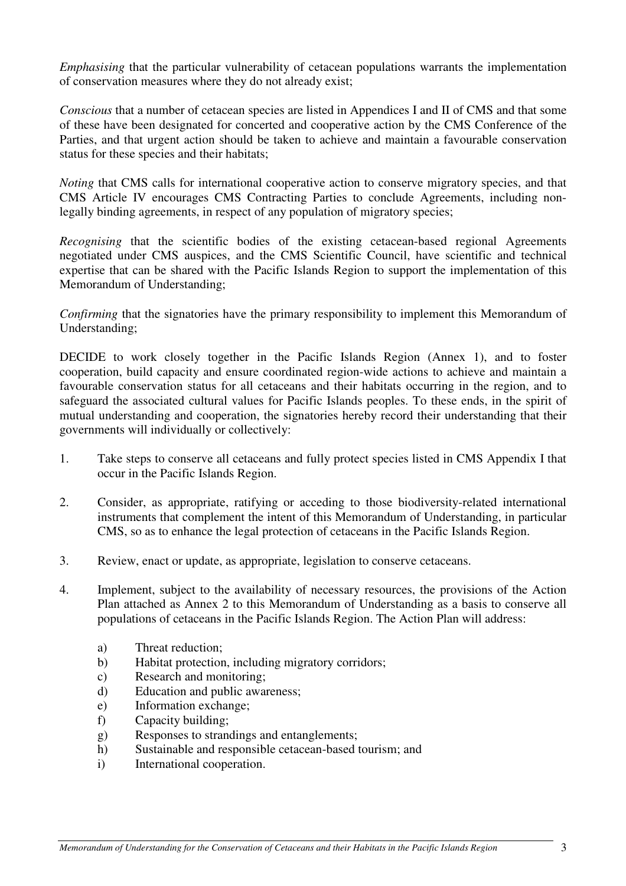*Emphasising* that the particular vulnerability of cetacean populations warrants the implementation of conservation measures where they do not already exist;

*Conscious* that a number of cetacean species are listed in Appendices I and II of CMS and that some of these have been designated for concerted and cooperative action by the CMS Conference of the Parties, and that urgent action should be taken to achieve and maintain a favourable conservation status for these species and their habitats;

*Noting* that CMS calls for international cooperative action to conserve migratory species, and that CMS Article IV encourages CMS Contracting Parties to conclude Agreements, including non-legally binding agreements, in respect of any population of migratory species;

*Recognising* that the scientific bodies of the existing cetacean-based regional Agreements negotiated under CMS auspices, and the CMS Scientific Council, have scientific and technical expertise that can be shared with the Pacific Islands Region to support the implementation of this Memorandum of Understanding;

*Confirming* that the signatories have the primary responsibility to implement this Memorandum of Understanding;

DECIDE to work closely together in the Pacific Islands Region (Annex 1), and to foster cooperation, build capacity and ensure coordinated region-wide actions to achieve and maintain a favourable conservation status for all cetaceans and their habitats occurring in the region, and to safeguard the associated cultural values for Pacific Islands peoples. To these ends, in the spirit of mutual understanding and cooperation, the signatories hereby record their understanding that their governments will individually or collectively:

1. Take steps to conserve all cetaceans and fully protect species listed in CMS Appendix I that occur in the Pacific Islands Region.

2. Consider, as appropriate, ratifying or acceding to those biodiversity-related international instruments that complement the intent of this Memorandum of Understanding, in particular CMS, so as to enhance the legal protection of cetaceans in the Pacific Islands Region.

3. Review, enact or update, as appropriate, legislation to conserve cetaceans.

4. Implement, subject to the availability of necessary resources, the provisions of the Action Plan attached as Annex 2 to this Memorandum of Understanding as a basis to conserve all populations of cetaceans in the Pacific Islands Region. The Action Plan will address:

   a) Threat reduction;
   b) Habitat protection, including migratory corridors;
   c) Research and monitoring;
   d) Education and public awareness;
   e) Information exchange;
   f) Capacity building;
   g) Responses to strandings and entanglements;
   h) Sustainable and responsible cetacean-based tourism; and
   i) International cooperation.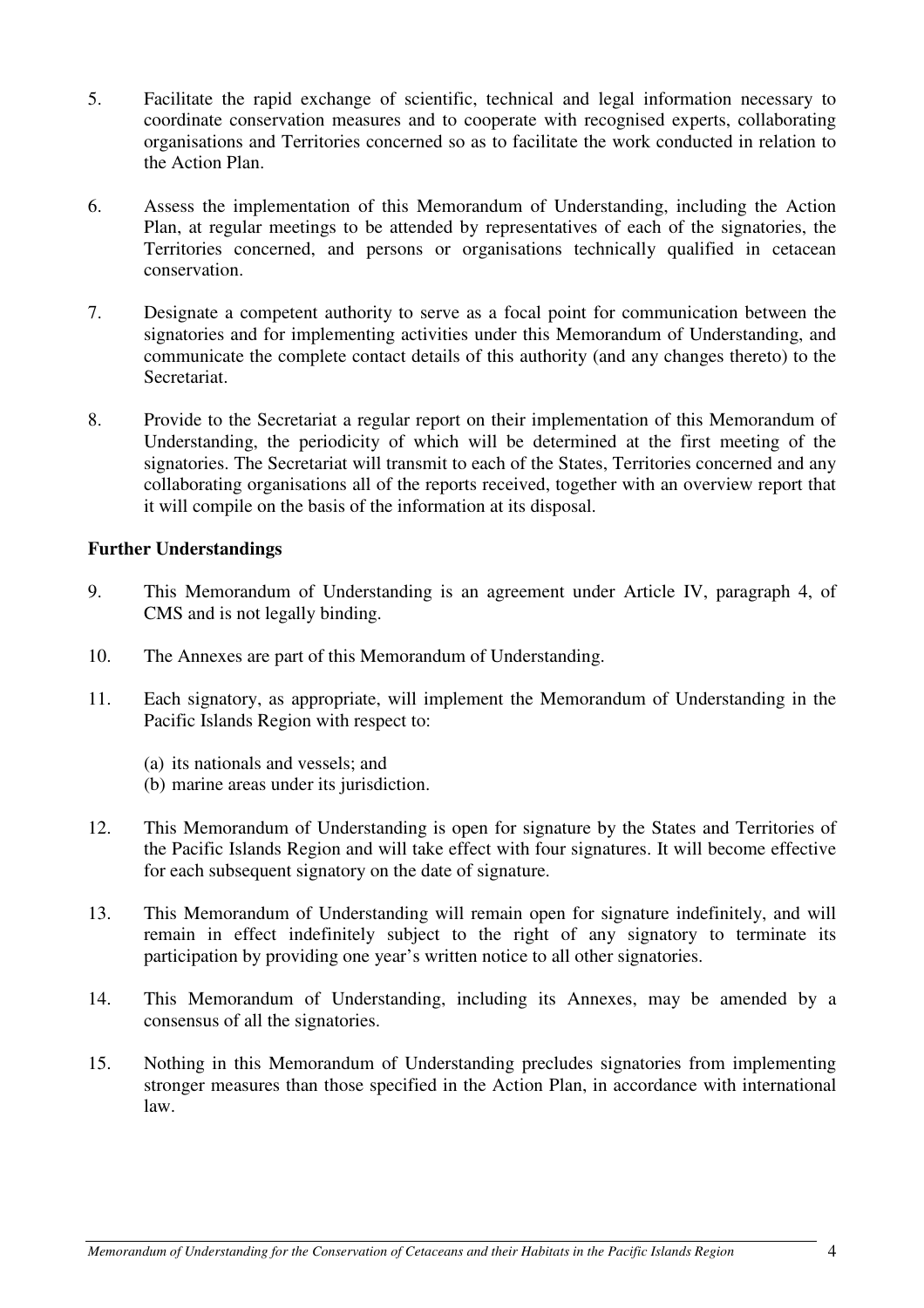5. Facilitate the rapid exchange of scientific, technical and legal information necessary to coordinate conservation measures and to cooperate with recognised experts, collaborating organisations and Territories concerned so as to facilitate the work conducted in relation to the Action Plan.

6. Assess the implementation of this Memorandum of Understanding, including the Action Plan, at regular meetings to be attended by representatives of each of the signatories, the Territories concerned, and persons or organisations technically qualified in cetacean conservation.

7. Designate a competent authority to serve as a focal point for communication between the signatories and for implementing activities under this Memorandum of Understanding, and communicate the complete contact details of this authority (and any changes thereto) to the Secretariat.

8. Provide to the Secretariat a regular report on their implementation of this Memorandum of Understanding, the periodicity of which will be determined at the first meeting of the signatories. The Secretariat will transmit to each of the States, Territories concerned and any collaborating organisations all of the reports received, together with an overview report that it will compile on the basis of the information at its disposal.

**Further Understandings**

9. This Memorandum of Understanding is an agreement under Article IV, paragraph 4, of CMS and is not legally binding.

10. The Annexes are part of this Memorandum of Understanding.

11. Each signatory, as appropriate, will implement the Memorandum of Understanding in the Pacific Islands Region with respect to:

    (a) its nationals and vessels; and
    (b) marine areas under its jurisdiction.

12. This Memorandum of Understanding is open for signature by the States and Territories of the Pacific Islands Region and will take effect with four signatures. It will become effective for each subsequent signatory on the date of signature.

13. This Memorandum of Understanding will remain open for signature indefinitely, and will remain in effect indefinitely subject to the right of any signatory to terminate its participation by providing one year's written notice to all other signatories.

14. This Memorandum of Understanding, including its Annexes, may be amended by a consensus of all the signatories.

15. Nothing in this Memorandum of Understanding precludes signatories from implementing stronger measures than those specified in the Action Plan, in accordance with international law.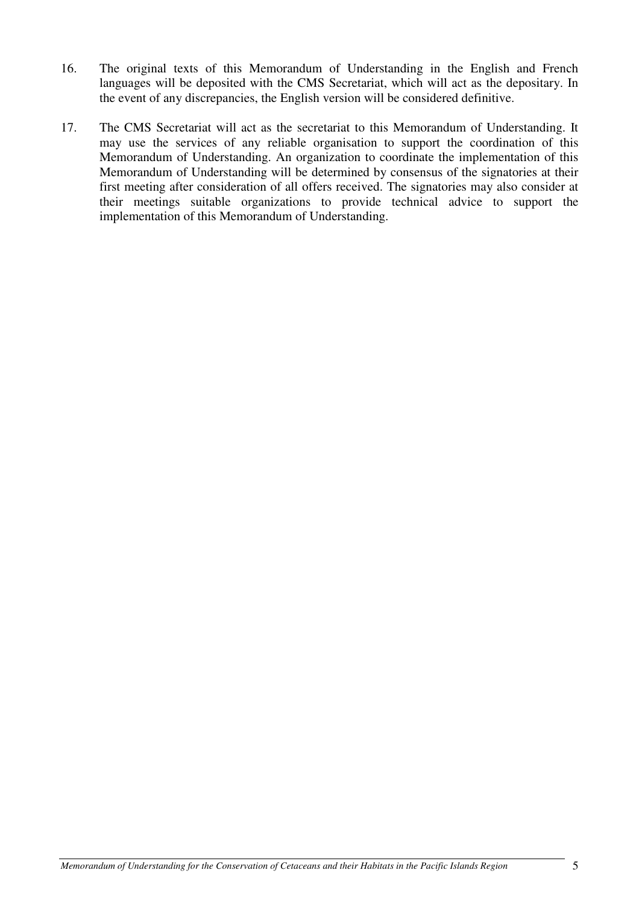16. The original texts of this Memorandum of Understanding in the English and French languages will be deposited with the CMS Secretariat, which will act as the depositary. In the event of any discrepancies, the English version will be considered definitive.

17. The CMS Secretariat will act as the secretariat to this Memorandum of Understanding. It may use the services of any reliable organisation to support the coordination of this Memorandum of Understanding. An organization to coordinate the implementation of this Memorandum of Understanding will be determined by consensus of the signatories at their first meeting after consideration of all offers received. The signatories may also consider at their meetings suitable organizations to provide technical advice to support the implementation of this Memorandum of Understanding.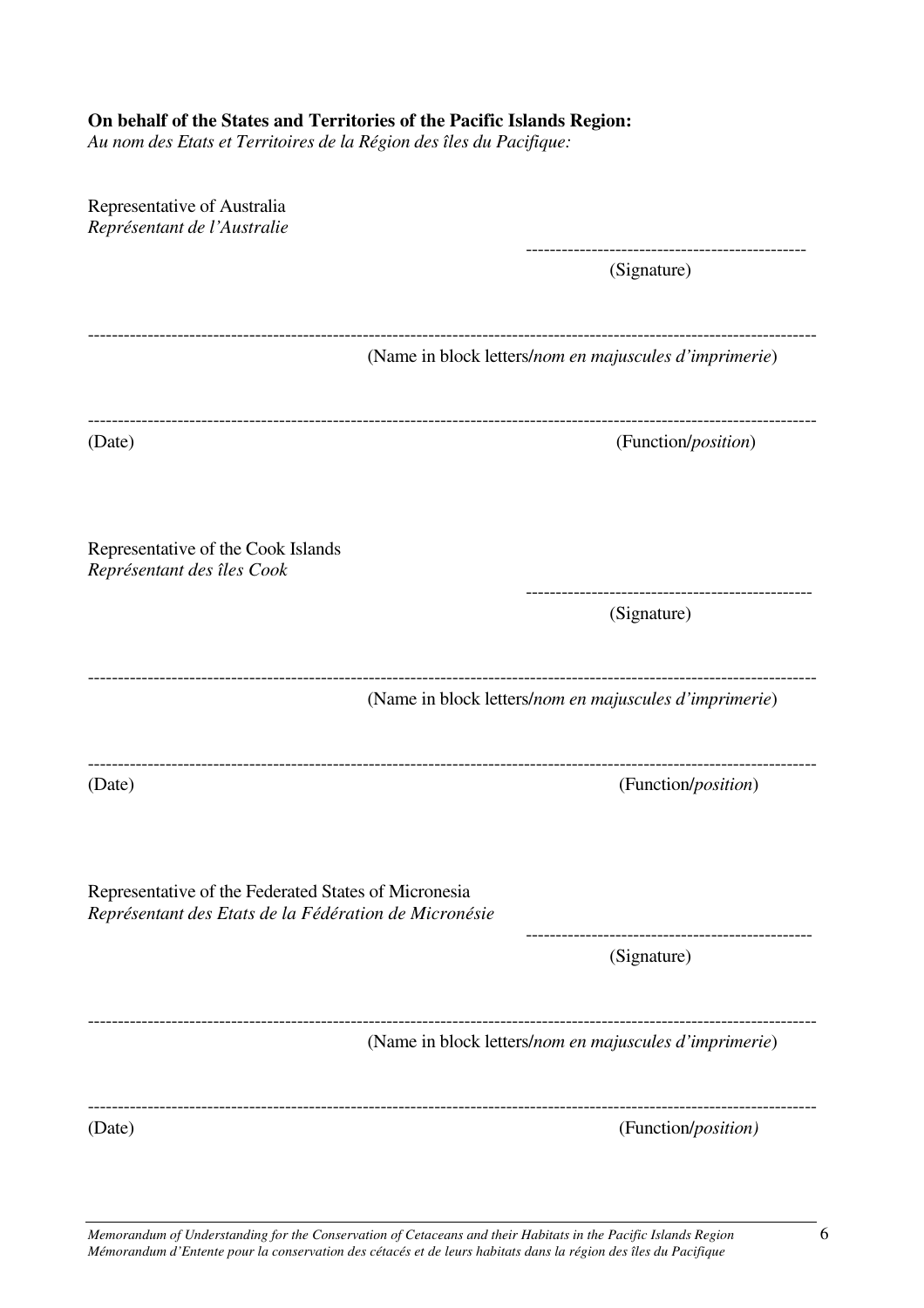**On behalf of the States and Territories of the Pacific Islands Region:**
*Au nom des Etats et Territoires de la Région des îles du Pacifique:*

Representative of Australia
*Représentant de l'Australie*

----------------------------------------------
(Signature)

----------------------------------------------------------------------------------------------------------------------
(Name in block letters/*nom en majuscules d'imprimerie*)

----------------------------------------------------------------------------------------------------------------------
(Date) (Function/*position*)

Representative of the Cook Islands
*Représentant des îles Cook*

----------------------------------------------
(Signature)

----------------------------------------------------------------------------------------------------------------------
(Name in block letters/*nom en majuscules d'imprimerie*)

----------------------------------------------------------------------------------------------------------------------
(Date) (Function/*position*)

Representative of the Federated States of Micronesia
*Représentant des Etats de la Fédération de Micronésie*

----------------------------------------------
(Signature)

----------------------------------------------------------------------------------------------------------------------
(Name in block letters/*nom en majuscules d'imprimerie*)

----------------------------------------------------------------------------------------------------------------------
(Date) (Function/*position)*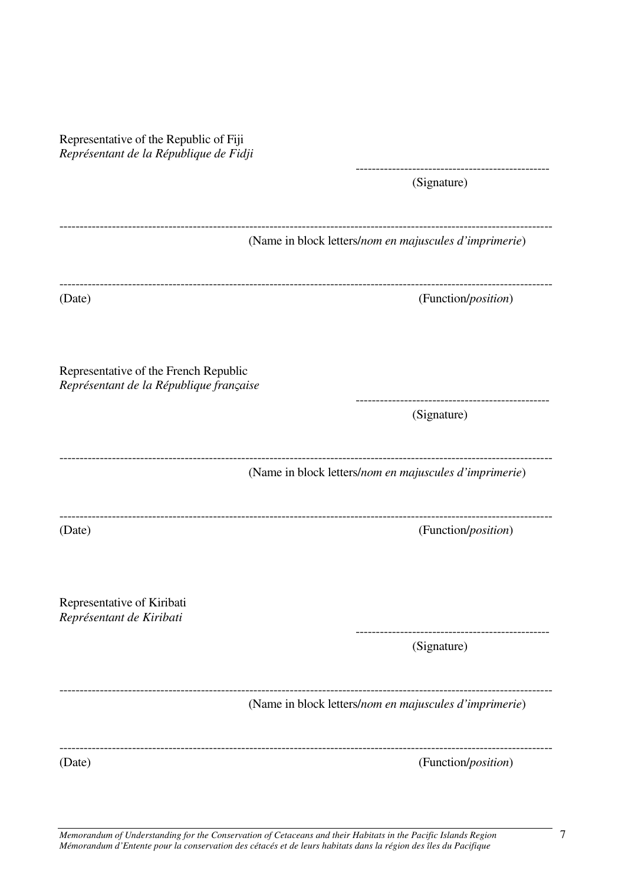Representative of the Republic of Fiji
*Représentant de la République de Fidji*

------------------------------------------------
(Signature)

------------------------------------------------------------------------------------------------------------------------
(Name in block letters/*nom en majuscules d'imprimerie*)

------------------------------------------------------------------------------------------------------------------------
(Date) (Function/*position*)

Representative of the French Republic
*Représentant de la République française*

------------------------------------------------
(Signature)

------------------------------------------------------------------------------------------------------------------------
(Name in block letters/*nom en majuscules d'imprimerie*)

------------------------------------------------------------------------------------------------------------------------
(Date) (Function/*position*)

Representative of Kiribati
*Représentant de Kiribati*

------------------------------------------------
(Signature)

------------------------------------------------------------------------------------------------------------------------
(Name in block letters/*nom en majuscules d'imprimerie*)

------------------------------------------------------------------------------------------------------------------------
(Date) (Function/*position*)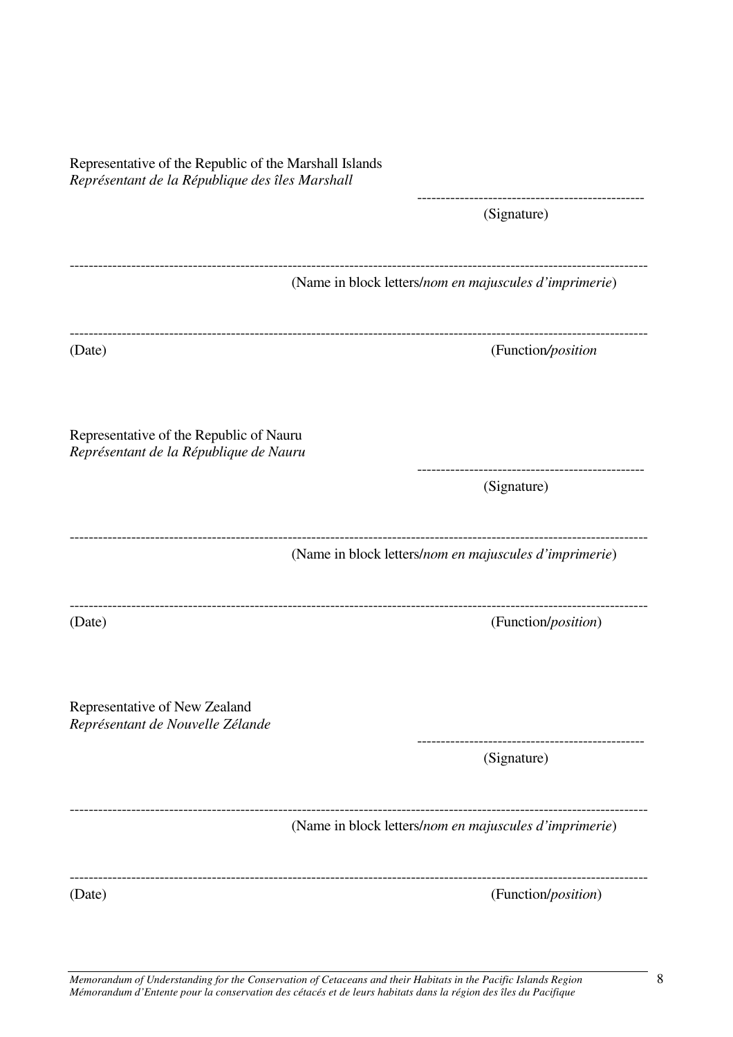Representative of the Republic of the Marshall Islands
*Représentant de la République des îles Marshall*

------------------------------------------------
(Signature)

------------------------------------------------------------------------------------------------------------------------
(Name in block letters/*nom en majuscules d'imprimerie*)

------------------------------------------------------------------------------------------------------------------------
(Date) (Function*/position*

Representative of the Republic of Nauru
*Représentant de la République de Nauru*

------------------------------------------------
(Signature)

------------------------------------------------------------------------------------------------------------------------
(Name in block letters/*nom en majuscules d'imprimerie*)

------------------------------------------------------------------------------------------------------------------------
(Date) (Function/*position*)

Representative of New Zealand
*Représentant de Nouvelle Zélande*

------------------------------------------------
(Signature)

------------------------------------------------------------------------------------------------------------------------
(Name in block letters/*nom en majuscules d'imprimerie*)

------------------------------------------------------------------------------------------------------------------------
(Date) (Function/*position*)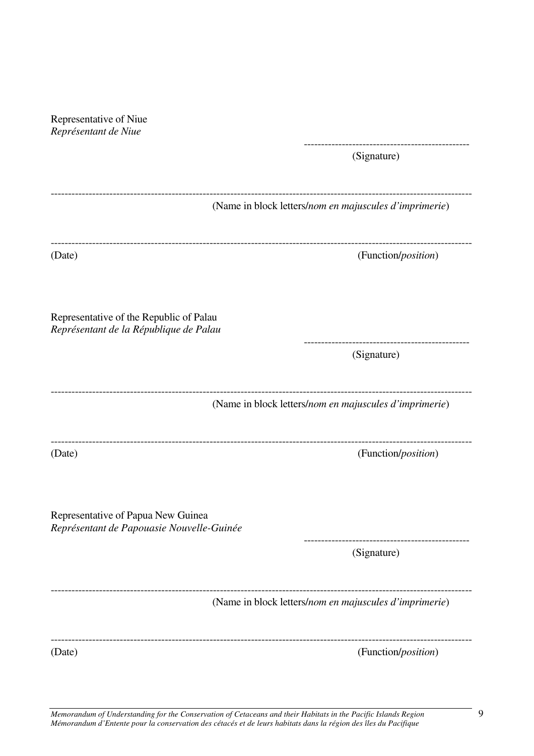Representative of Niue
*Représentant de Niue*

-----------------------------------------------
(Signature)

-----------------------------------------------------------------------------------------------------------------------
(Name in block letters/*nom en majuscules d'imprimerie*)

-----------------------------------------------------------------------------------------------------------------------
(Date) (Function/*position*)

Representative of the Republic of Palau
*Représentant de la République de Palau*

-----------------------------------------------
(Signature)

-----------------------------------------------------------------------------------------------------------------------
(Name in block letters/*nom en majuscules d'imprimerie*)

-----------------------------------------------------------------------------------------------------------------------
(Date) (Function/*position*)

Representative of Papua New Guinea
*Représentant de Papouasie Nouvelle-Guinée*

-----------------------------------------------
(Signature)

-----------------------------------------------------------------------------------------------------------------------
(Name in block letters/*nom en majuscules d'imprimerie*)

-----------------------------------------------------------------------------------------------------------------------
(Date) (Function/*position*)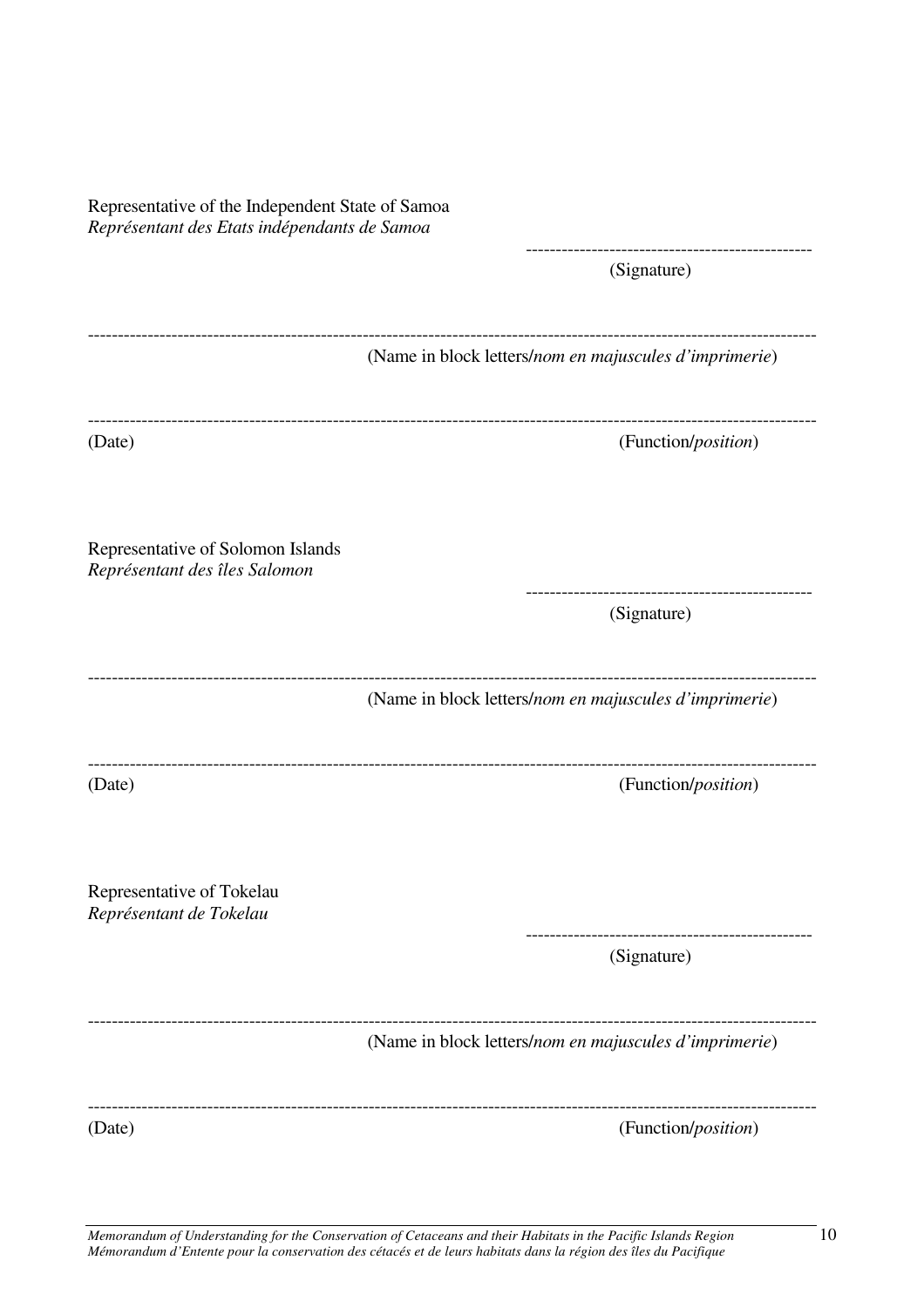Representative of the Independent State of Samoa
*Représentant des Etats indépendants de Samoa*

\-----------------------------------------------
(Signature)

\-------------------------------------------------------------------------------------------------------------------
(Name in block letters/*nom en majuscules d'imprimerie*)

\-------------------------------------------------------------------------------------------------------------------
(Date) (Function/*position*)

Representative of Solomon Islands
*Représentant des îles Salomon*

\-----------------------------------------------
(Signature)

\-------------------------------------------------------------------------------------------------------------------
(Name in block letters/*nom en majuscules d'imprimerie*)

\-------------------------------------------------------------------------------------------------------------------
(Date) (Function/*position*)

Representative of Tokelau
*Représentant de Tokelau*

\-----------------------------------------------
(Signature)

\-------------------------------------------------------------------------------------------------------------------
(Name in block letters/*nom en majuscules d'imprimerie*)

\-------------------------------------------------------------------------------------------------------------------
(Date) (Function/*position*)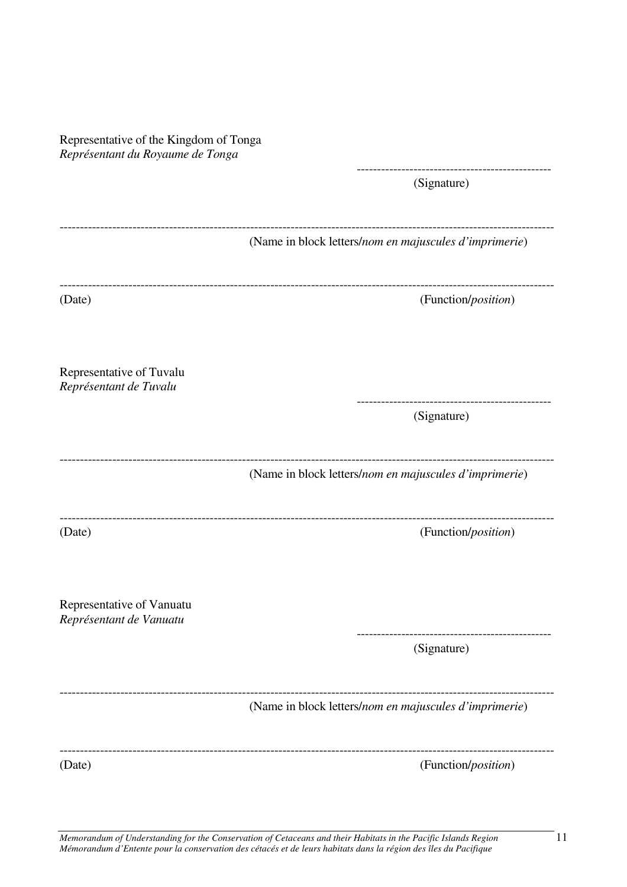Representative of the Kingdom of Tonga
*Représentant du Royaume de Tonga*

------------------------------------------------
(Signature)

------------------------------------------------------------------------------------------------------------------------
(Name in block letters/*nom en majuscules d'imprimerie*)

------------------------------------------------------------------------------------------------------------------------
(Date) (Function/*position*)

Representative of Tuvalu
*Représentant de Tuvalu*

------------------------------------------------
(Signature)

------------------------------------------------------------------------------------------------------------------------
(Name in block letters/*nom en majuscules d'imprimerie*)

------------------------------------------------------------------------------------------------------------------------
(Date) (Function/*position*)

Representative of Vanuatu
*Représentant de Vanuatu*

------------------------------------------------
(Signature)

------------------------------------------------------------------------------------------------------------------------
(Name in block letters/*nom en majuscules d'imprimerie*)

------------------------------------------------------------------------------------------------------------------------
(Date) (Function/*position*)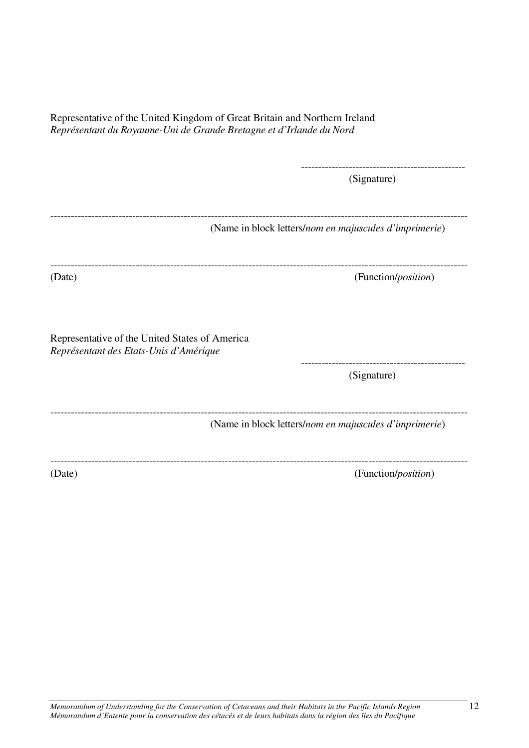Representative of the United Kingdom of Great Britain and Northern Ireland
*Représentant du Royaume-Uni de Grande Bretagne et d'Irlande du Nord*

------------------------------------------------
(Signature)

------------------------------------------------------------------------------------------------------------------------
(Name in block letters/*nom en majuscules d'imprimerie*)

------------------------------------------------------------------------------------------------------------------------
(Date) (Function/*position*)

Representative of the United States of America
*Représentant des Etats-Unis d'Amérique*

------------------------------------------------
(Signature)

------------------------------------------------------------------------------------------------------------------------
(Name in block letters/*nom en majuscules d'imprimerie*)

------------------------------------------------------------------------------------------------------------------------
(Date) (Function/*position*)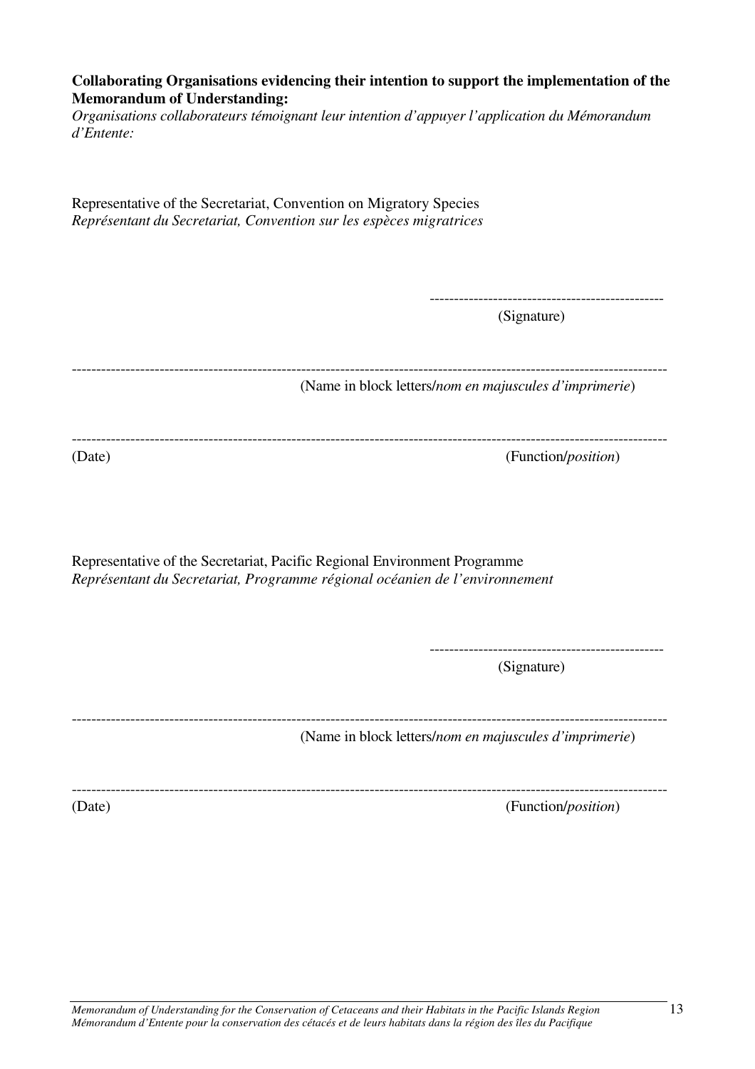**Collaborating Organisations evidencing their intention to support the implementation of the Memorandum of Understanding:**
*Organisations collaborateurs témoignant leur intention d'appuyer l'application du Mémorandum d'Entente:*

Representative of the Secretariat, Convention on Migratory Species
*Représentant du Secretariat, Convention sur les espèces migratrices*

-----------------------------------------------
(Signature)

------------------------------------------------------------------------------------------------------------------------
(Name in block letters/*nom en majuscules d'imprimerie*)

------------------------------------------------------------------------------------------------------------------------
(Date) (Function/*position*)

Representative of the Secretariat, Pacific Regional Environment Programme
*Représentant du Secretariat, Programme régional océanien de l'environnement*

-----------------------------------------------
(Signature)

------------------------------------------------------------------------------------------------------------------------
(Name in block letters/*nom en majuscules d'imprimerie*)

------------------------------------------------------------------------------------------------------------------------
(Date) (Function/*position*)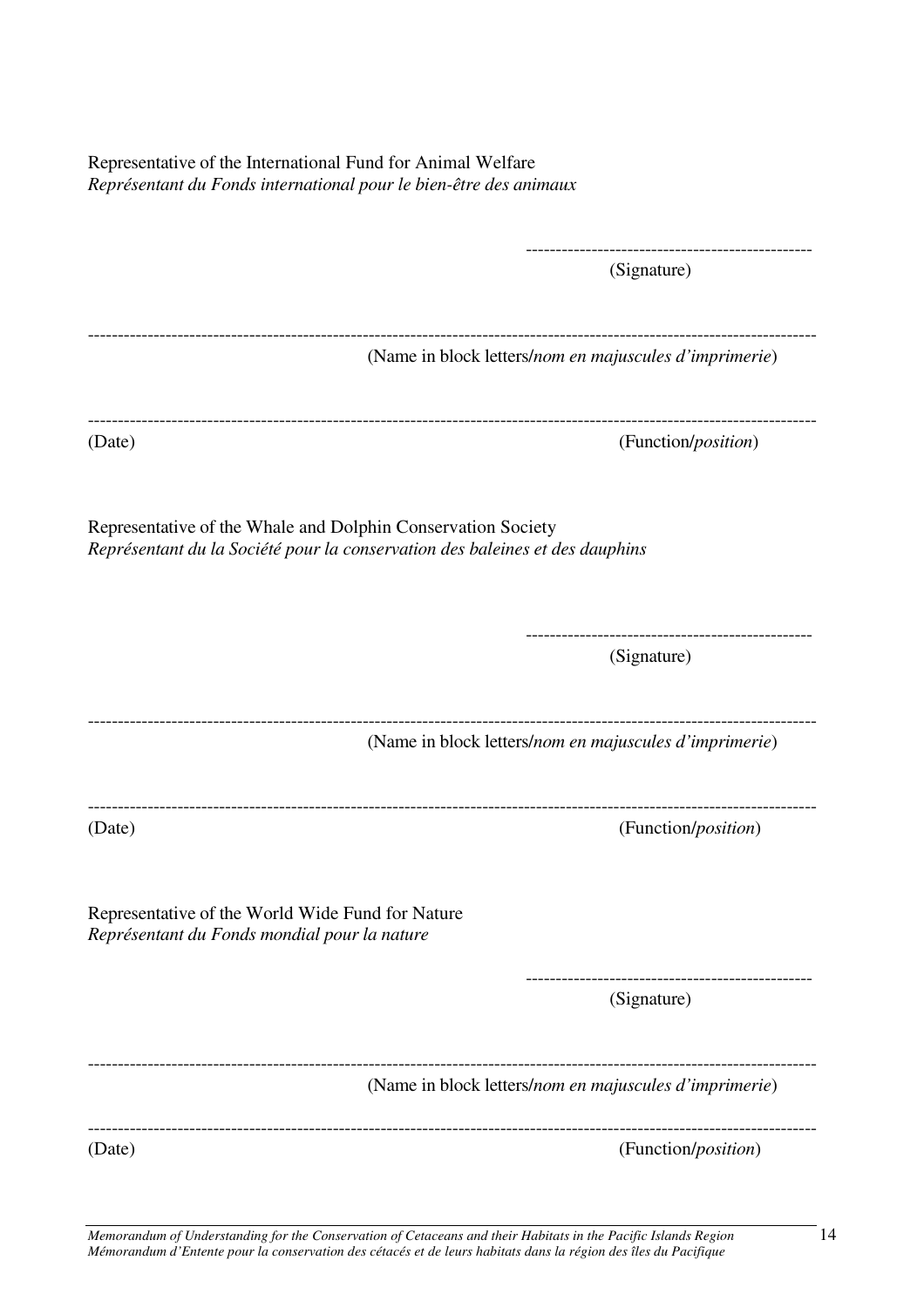Representative of the International Fund for Animal Welfare
*Représentant du Fonds international pour le bien-être des animaux*

-----------------------------------------------
(Signature)

-----------------------------------------------------------------------------------------------------------------------
(Name in block letters/*nom en majuscules d'imprimerie*)

-----------------------------------------------------------------------------------------------------------------------
(Date) (Function/*position*)

Representative of the Whale and Dolphin Conservation Society
*Représentant du la Société pour la conservation des baleines et des dauphins*

-----------------------------------------------
(Signature)

-----------------------------------------------------------------------------------------------------------------------
(Name in block letters/*nom en majuscules d'imprimerie*)

-----------------------------------------------------------------------------------------------------------------------
(Date) (Function/*position*)

Representative of the World Wide Fund for Nature
*Représentant du Fonds mondial pour la nature*

-----------------------------------------------
(Signature)

-----------------------------------------------------------------------------------------------------------------------
(Name in block letters/*nom en majuscules d'imprimerie*)

-----------------------------------------------------------------------------------------------------------------------
(Date) (Function/*position*)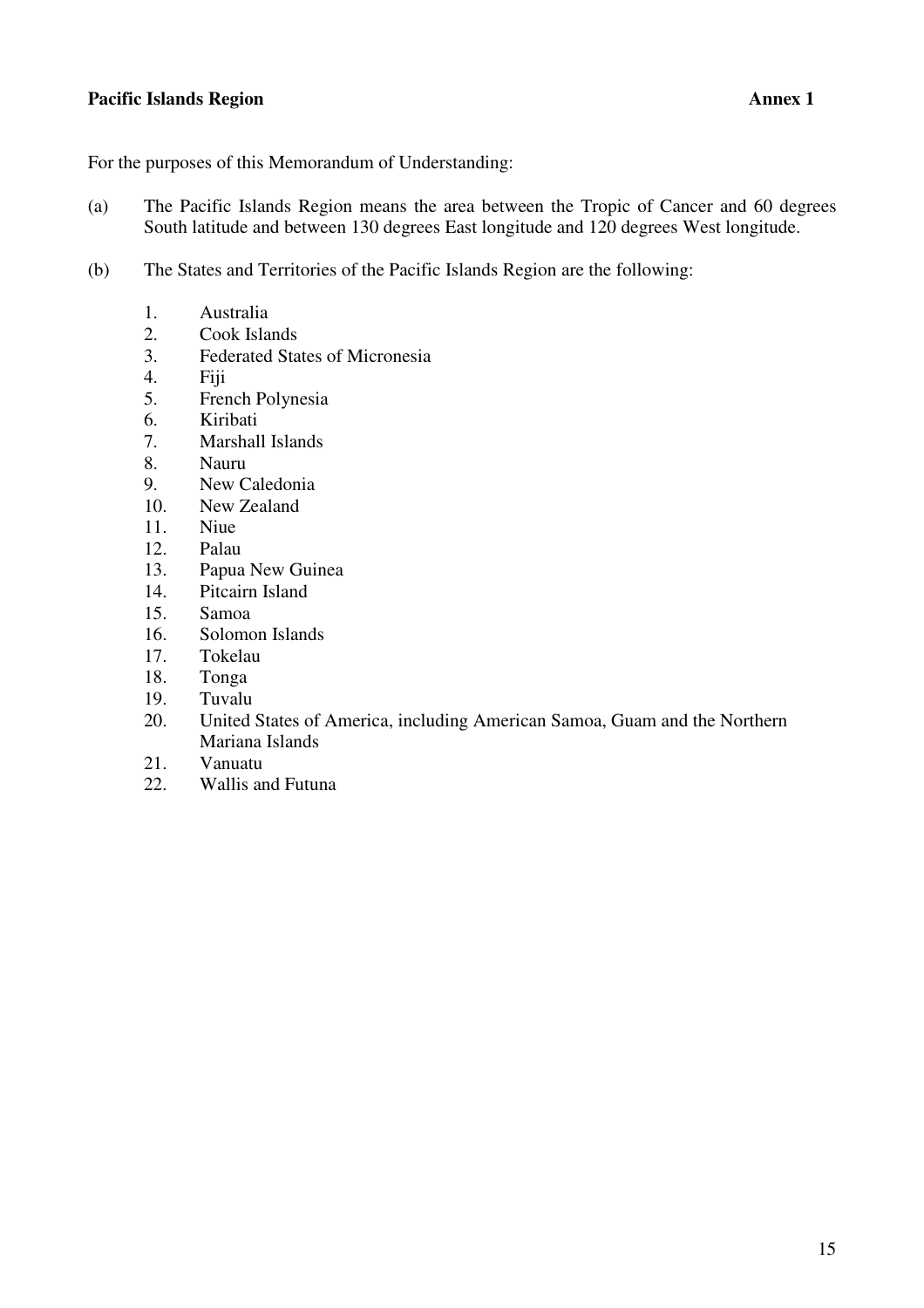**Pacific Islands Region** **Annex 1**

For the purposes of this Memorandum of Understanding:

(a) The Pacific Islands Region means the area between the Tropic of Cancer and 60 degrees South latitude and between 130 degrees East longitude and 120 degrees West longitude.

(b) The States and Territories of the Pacific Islands Region are the following:

1. Australia
2. Cook Islands
3. Federated States of Micronesia
4. Fiji
5. French Polynesia
6. Kiribati
7. Marshall Islands
8. Nauru
9. New Caledonia
10. New Zealand
11. Niue
12. Palau
13. Papua New Guinea
14. Pitcairn Island
15. Samoa
16. Solomon Islands
17. Tokelau
18. Tonga
19. Tuvalu
20. United States of America, including American Samoa, Guam and the Northern Mariana Islands
21. Vanuatu
22. Wallis and Futuna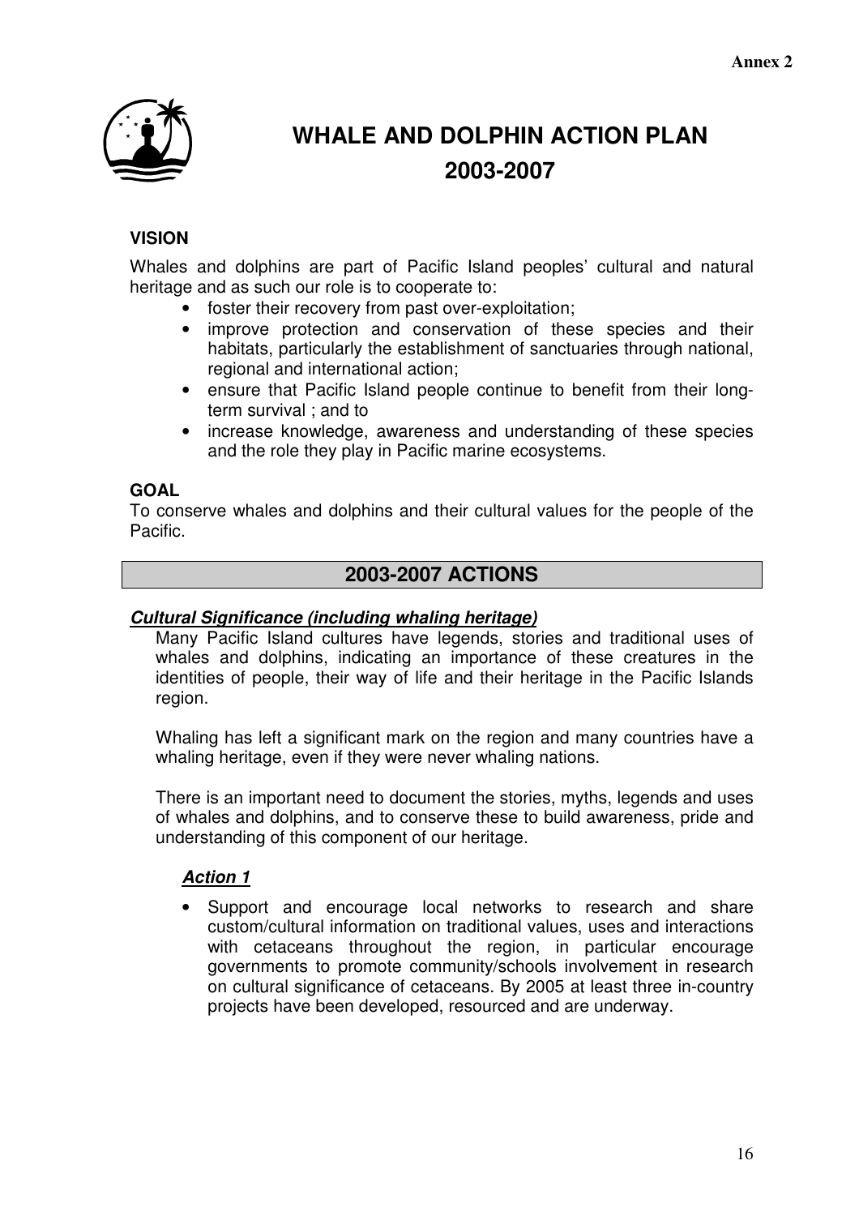Annex 2

# WHALE AND DOLPHIN ACTION PLAN 2003-2007

### VISION

Whales and dolphins are part of Pacific Island peoples' cultural and natural heritage and as such our role is to cooperate to:

- foster their recovery from past over-exploitation;
- improve protection and conservation of these species and their habitats, particularly the establishment of sanctuaries through national, regional and international action;
- ensure that Pacific Island people continue to benefit from their long-term survival ; and to
- increase knowledge, awareness and understanding of these species and the role they play in Pacific marine ecosystems.

### GOAL

To conserve whales and dolphins and their cultural values for the people of the Pacific.

## 2003-2007 ACTIONS

### ***Cultural Significance (including whaling heritage)***

Many Pacific Island cultures have legends, stories and traditional uses of whales and dolphins, indicating an importance of these creatures in the identities of people, their way of life and their heritage in the Pacific Islands region.

Whaling has left a significant mark on the region and many countries have a whaling heritage, even if they were never whaling nations.

There is an important need to document the stories, myths, legends and uses of whales and dolphins, and to conserve these to build awareness, pride and understanding of this component of our heritage.

#### ***Action 1***

- Support and encourage local networks to research and share custom/cultural information on traditional values, uses and interactions with cetaceans throughout the region, in particular encourage governments to promote community/schools involvement in research on cultural significance of cetaceans. By 2005 at least three in-country projects have been developed, resourced and are underway.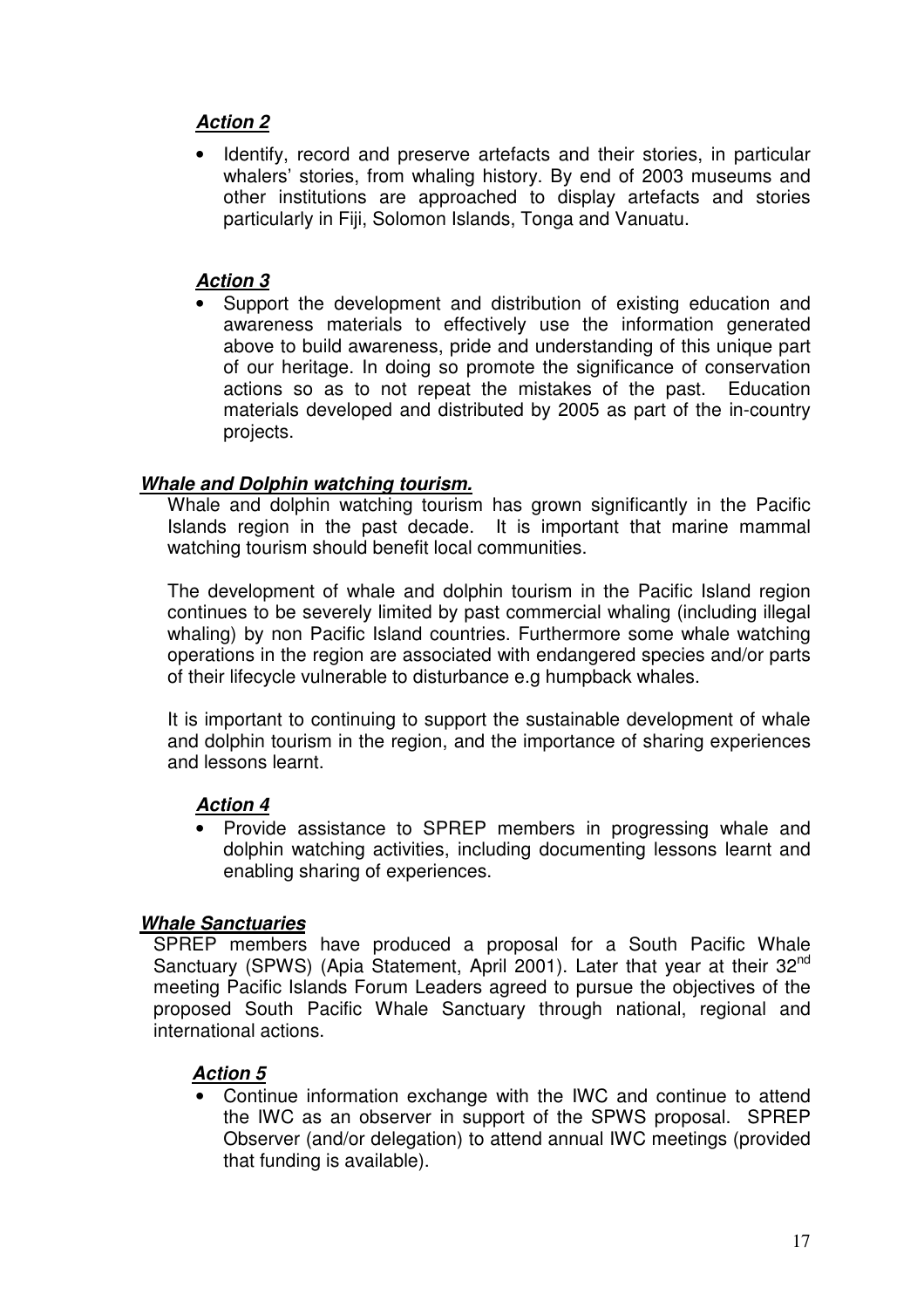***Action 2***

- Identify, record and preserve artefacts and their stories, in particular whalers' stories, from whaling history. By end of 2003 museums and other institutions are approached to display artefacts and stories particularly in Fiji, Solomon Islands, Tonga and Vanuatu.

***Action 3***

- Support the development and distribution of existing education and awareness materials to effectively use the information generated above to build awareness, pride and understanding of this unique part of our heritage. In doing so promote the significance of conservation actions so as to not repeat the mistakes of the past. Education materials developed and distributed by 2005 as part of the in-country projects.

***Whale and Dolphin watching tourism.***

Whale and dolphin watching tourism has grown significantly in the Pacific Islands region in the past decade. It is important that marine mammal watching tourism should benefit local communities.

The development of whale and dolphin tourism in the Pacific Island region continues to be severely limited by past commercial whaling (including illegal whaling) by non Pacific Island countries. Furthermore some whale watching operations in the region are associated with endangered species and/or parts of their lifecycle vulnerable to disturbance e.g humpback whales.

It is important to continuing to support the sustainable development of whale and dolphin tourism in the region, and the importance of sharing experiences and lessons learnt.

***Action 4***

- Provide assistance to SPREP members in progressing whale and dolphin watching activities, including documenting lessons learnt and enabling sharing of experiences.

***Whale Sanctuaries***

SPREP members have produced a proposal for a South Pacific Whale Sanctuary (SPWS) (Apia Statement, April 2001). Later that year at their 32nd meeting Pacific Islands Forum Leaders agreed to pursue the objectives of the proposed South Pacific Whale Sanctuary through national, regional and international actions.

***Action 5***

- Continue information exchange with the IWC and continue to attend the IWC as an observer in support of the SPWS proposal. SPREP Observer (and/or delegation) to attend annual IWC meetings (provided that funding is available).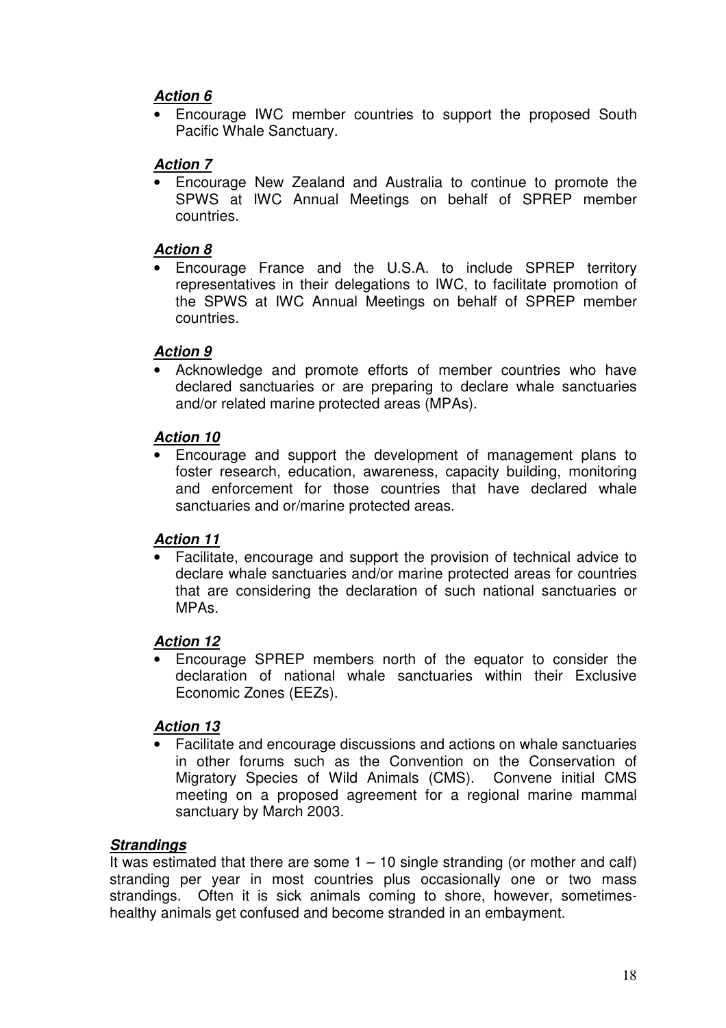***Action 6***

- Encourage IWC member countries to support the proposed South Pacific Whale Sanctuary.

***Action 7***

- Encourage New Zealand and Australia to continue to promote the SPWS at IWC Annual Meetings on behalf of SPREP member countries.

***Action 8***

- Encourage France and the U.S.A. to include SPREP territory representatives in their delegations to IWC, to facilitate promotion of the SPWS at IWC Annual Meetings on behalf of SPREP member countries.

***Action 9***

- Acknowledge and promote efforts of member countries who have declared sanctuaries or are preparing to declare whale sanctuaries and/or related marine protected areas (MPAs).

***Action 10***

- Encourage and support the development of management plans to foster research, education, awareness, capacity building, monitoring and enforcement for those countries that have declared whale sanctuaries and or/marine protected areas.

***Action 11***

- Facilitate, encourage and support the provision of technical advice to declare whale sanctuaries and/or marine protected areas for countries that are considering the declaration of such national sanctuaries or MPAs.

***Action 12***

- Encourage SPREP members north of the equator to consider the declaration of national whale sanctuaries within their Exclusive Economic Zones (EEZs).

***Action 13***

- Facilitate and encourage discussions and actions on whale sanctuaries in other forums such as the Convention on the Conservation of Migratory Species of Wild Animals (CMS). Convene initial CMS meeting on a proposed agreement for a regional marine mammal sanctuary by March 2003.

***Strandings***

It was estimated that there are some 1 – 10 single stranding (or mother and calf) stranding per year in most countries plus occasionally one or two mass strandings. Often it is sick animals coming to shore, however, sometimes-healthy animals get confused and become stranded in an embayment.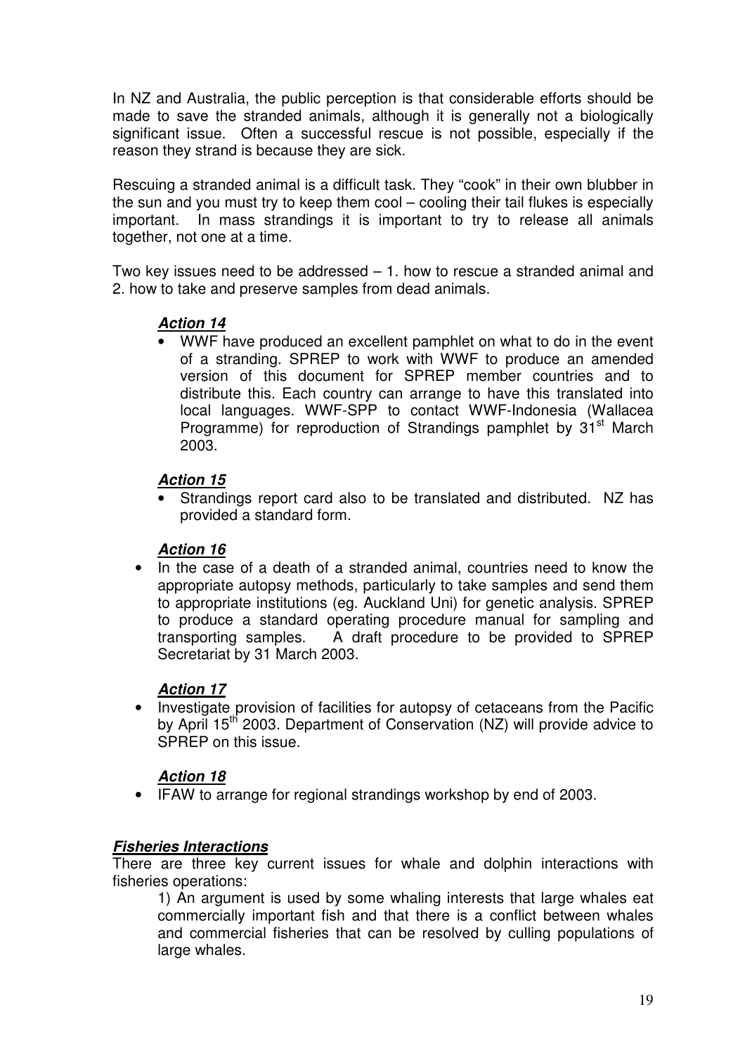In NZ and Australia, the public perception is that considerable efforts should be made to save the stranded animals, although it is generally not a biologically significant issue. Often a successful rescue is not possible, especially if the reason they strand is because they are sick.

Rescuing a stranded animal is a difficult task. They "cook" in their own blubber in the sun and you must try to keep them cool – cooling their tail flukes is especially important. In mass strandings it is important to try to release all animals together, not one at a time.

Two key issues need to be addressed – 1. how to rescue a stranded animal and 2. how to take and preserve samples from dead animals.

***Action 14***

- WWF have produced an excellent pamphlet on what to do in the event of a stranding. SPREP to work with WWF to produce an amended version of this document for SPREP member countries and to distribute this. Each country can arrange to have this translated into local languages. WWF-SPP to contact WWF-Indonesia (Wallacea Programme) for reproduction of Strandings pamphlet by 31st March 2003.

***Action 15***

- Strandings report card also to be translated and distributed. NZ has provided a standard form.

***Action 16***

- In the case of a death of a stranded animal, countries need to know the appropriate autopsy methods, particularly to take samples and send them to appropriate institutions (eg. Auckland Uni) for genetic analysis. SPREP to produce a standard operating procedure manual for sampling and transporting samples. A draft procedure to be provided to SPREP Secretariat by 31 March 2003.

***Action 17***

- Investigate provision of facilities for autopsy of cetaceans from the Pacific by April 15th 2003. Department of Conservation (NZ) will provide advice to SPREP on this issue.

***Action 18***

- IFAW to arrange for regional strandings workshop by end of 2003.

***Fisheries Interactions***

There are three key current issues for whale and dolphin interactions with fisheries operations:

1) An argument is used by some whaling interests that large whales eat commercially important fish and that there is a conflict between whales and commercial fisheries that can be resolved by culling populations of large whales.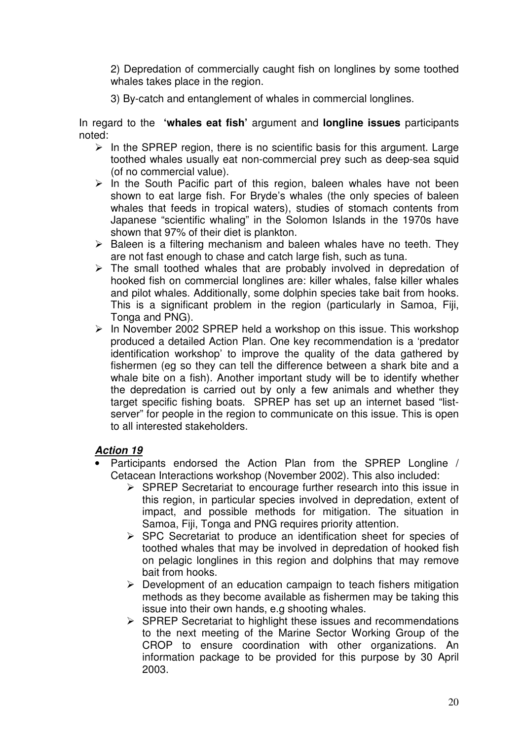2) Depredation of commercially caught fish on longlines by some toothed whales takes place in the region.

3) By-catch and entanglement of whales in commercial longlines.

In regard to the **'whales eat fish'** argument and **longline issues** participants noted:

- In the SPREP region, there is no scientific basis for this argument. Large toothed whales usually eat non-commercial prey such as deep-sea squid (of no commercial value).
- In the South Pacific part of this region, baleen whales have not been shown to eat large fish. For Bryde's whales (the only species of baleen whales that feeds in tropical waters), studies of stomach contents from Japanese "scientific whaling" in the Solomon Islands in the 1970s have shown that 97% of their diet is plankton.
- Baleen is a filtering mechanism and baleen whales have no teeth. They are not fast enough to chase and catch large fish, such as tuna.
- The small toothed whales that are probably involved in depredation of hooked fish on commercial longlines are: killer whales, false killer whales and pilot whales. Additionally, some dolphin species take bait from hooks. This is a significant problem in the region (particularly in Samoa, Fiji, Tonga and PNG).
- In November 2002 SPREP held a workshop on this issue. This workshop produced a detailed Action Plan. One key recommendation is a 'predator identification workshop' to improve the quality of the data gathered by fishermen (eg so they can tell the difference between a shark bite and a whale bite on a fish). Another important study will be to identify whether the depredation is carried out by only a few animals and whether they target specific fishing boats. SPREP has set up an internet based "list-server" for people in the region to communicate on this issue. This is open to all interested stakeholders.

***Action 19***

- Participants endorsed the Action Plan from the SPREP Longline / Cetacean Interactions workshop (November 2002). This also included:
  - SPREP Secretariat to encourage further research into this issue in this region, in particular species involved in depredation, extent of impact, and possible methods for mitigation. The situation in Samoa, Fiji, Tonga and PNG requires priority attention.
  - SPC Secretariat to produce an identification sheet for species of toothed whales that may be involved in depredation of hooked fish on pelagic longlines in this region and dolphins that may remove bait from hooks.
  - Development of an education campaign to teach fishers mitigation methods as they become available as fishermen may be taking this issue into their own hands, e.g shooting whales.
  - SPREP Secretariat to highlight these issues and recommendations to the next meeting of the Marine Sector Working Group of the CROP to ensure coordination with other organizations. An information package to be provided for this purpose by 30 April 2003.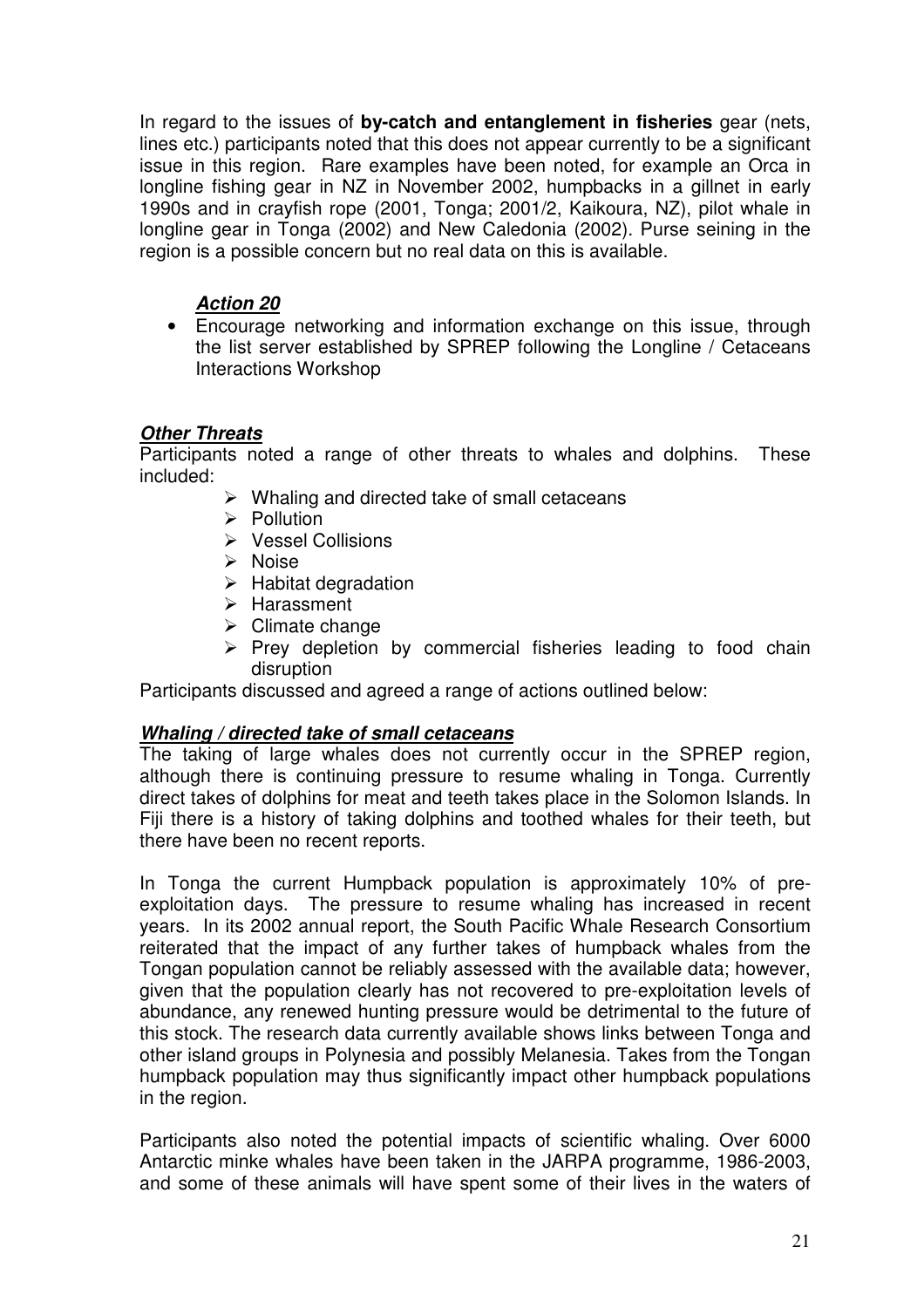In regard to the issues of **by-catch and entanglement in fisheries** gear (nets, lines etc.) participants noted that this does not appear currently to be a significant issue in this region. Rare examples have been noted, for example an Orca in longline fishing gear in NZ in November 2002, humpbacks in a gillnet in early 1990s and in crayfish rope (2001, Tonga; 2001/2, Kaikoura, NZ), pilot whale in longline gear in Tonga (2002) and New Caledonia (2002). Purse seining in the region is a possible concern but no real data on this is available.

***Action 20***

- Encourage networking and information exchange on this issue, through the list server established by SPREP following the Longline / Cetaceans Interactions Workshop

***Other Threats***

Participants noted a range of other threats to whales and dolphins. These included:

- Whaling and directed take of small cetaceans
- Pollution
- Vessel Collisions
- Noise
- Habitat degradation
- Harassment
- Climate change
- Prey depletion by commercial fisheries leading to food chain disruption

Participants discussed and agreed a range of actions outlined below:

***Whaling / directed take of small cetaceans***

The taking of large whales does not currently occur in the SPREP region, although there is continuing pressure to resume whaling in Tonga. Currently direct takes of dolphins for meat and teeth takes place in the Solomon Islands. In Fiji there is a history of taking dolphins and toothed whales for their teeth, but there have been no recent reports.

In Tonga the current Humpback population is approximately 10% of pre-exploitation days. The pressure to resume whaling has increased in recent years. In its 2002 annual report, the South Pacific Whale Research Consortium reiterated that the impact of any further takes of humpback whales from the Tongan population cannot be reliably assessed with the available data; however, given that the population clearly has not recovered to pre-exploitation levels of abundance, any renewed hunting pressure would be detrimental to the future of this stock. The research data currently available shows links between Tonga and other island groups in Polynesia and possibly Melanesia. Takes from the Tongan humpback population may thus significantly impact other humpback populations in the region.

Participants also noted the potential impacts of scientific whaling. Over 6000 Antarctic minke whales have been taken in the JARPA programme, 1986-2003, and some of these animals will have spent some of their lives in the waters of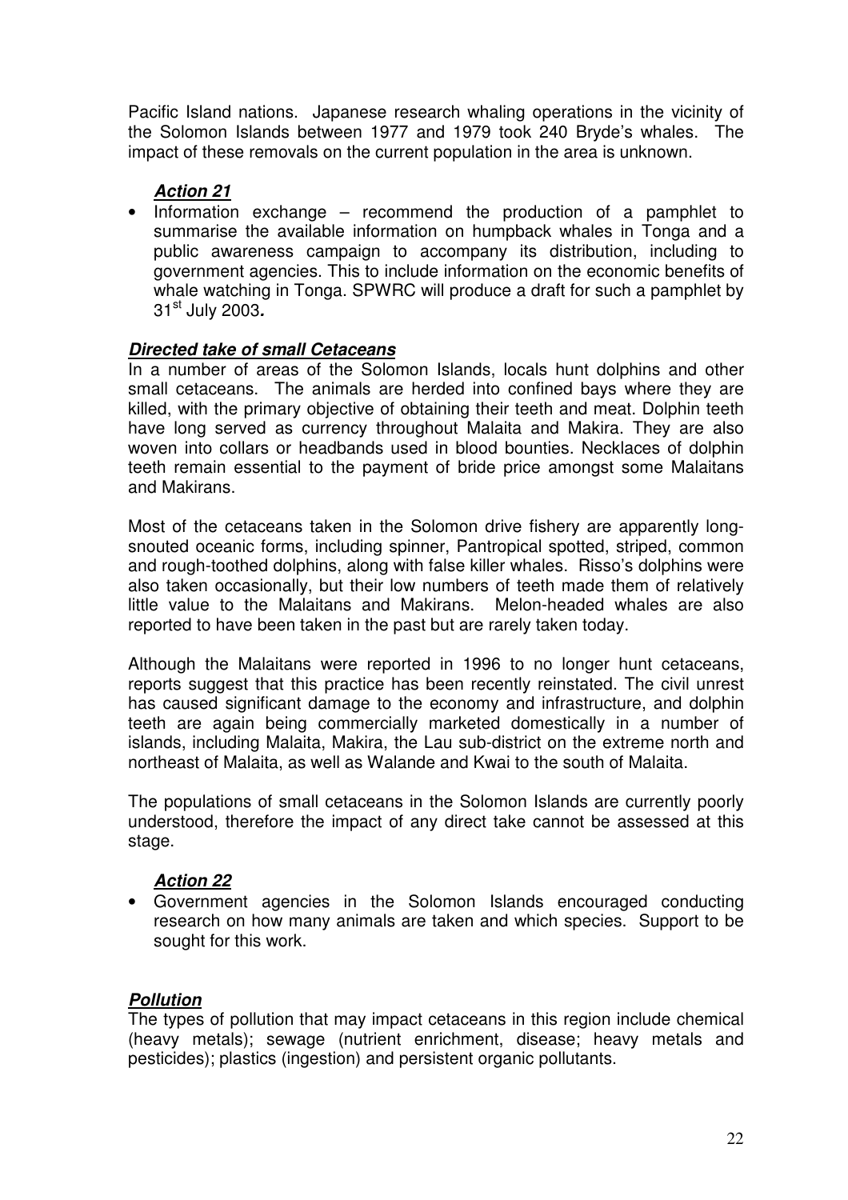Pacific Island nations. Japanese research whaling operations in the vicinity of the Solomon Islands between 1977 and 1979 took 240 Bryde's whales. The impact of these removals on the current population in the area is unknown.

***Action 21***

- Information exchange – recommend the production of a pamphlet to summarise the available information on humpback whales in Tonga and a public awareness campaign to accompany its distribution, including to government agencies. This to include information on the economic benefits of whale watching in Tonga. SPWRC will produce a draft for such a pamphlet by 31st July 2003*.*

***Directed take of small Cetaceans***

In a number of areas of the Solomon Islands, locals hunt dolphins and other small cetaceans. The animals are herded into confined bays where they are killed, with the primary objective of obtaining their teeth and meat. Dolphin teeth have long served as currency throughout Malaita and Makira. They are also woven into collars or headbands used in blood bounties. Necklaces of dolphin teeth remain essential to the payment of bride price amongst some Malaitans and Makirans.

Most of the cetaceans taken in the Solomon drive fishery are apparently long-snouted oceanic forms, including spinner, Pantropical spotted, striped, common and rough-toothed dolphins, along with false killer whales. Risso's dolphins were also taken occasionally, but their low numbers of teeth made them of relatively little value to the Malaitans and Makirans. Melon-headed whales are also reported to have been taken in the past but are rarely taken today.

Although the Malaitans were reported in 1996 to no longer hunt cetaceans, reports suggest that this practice has been recently reinstated. The civil unrest has caused significant damage to the economy and infrastructure, and dolphin teeth are again being commercially marketed domestically in a number of islands, including Malaita, Makira, the Lau sub-district on the extreme north and northeast of Malaita, as well as Walande and Kwai to the south of Malaita.

The populations of small cetaceans in the Solomon Islands are currently poorly understood, therefore the impact of any direct take cannot be assessed at this stage.

***Action 22***

- Government agencies in the Solomon Islands encouraged conducting research on how many animals are taken and which species. Support to be sought for this work.

***Pollution***

The types of pollution that may impact cetaceans in this region include chemical (heavy metals); sewage (nutrient enrichment, disease; heavy metals and pesticides); plastics (ingestion) and persistent organic pollutants.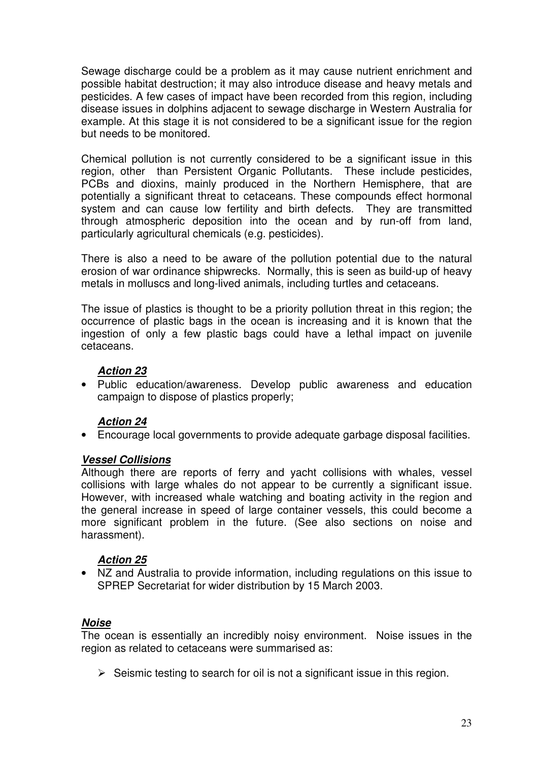Sewage discharge could be a problem as it may cause nutrient enrichment and possible habitat destruction; it may also introduce disease and heavy metals and pesticides. A few cases of impact have been recorded from this region, including disease issues in dolphins adjacent to sewage discharge in Western Australia for example. At this stage it is not considered to be a significant issue for the region but needs to be monitored.

Chemical pollution is not currently considered to be a significant issue in this region, other than Persistent Organic Pollutants. These include pesticides, PCBs and dioxins, mainly produced in the Northern Hemisphere, that are potentially a significant threat to cetaceans. These compounds effect hormonal system and can cause low fertility and birth defects. They are transmitted through atmospheric deposition into the ocean and by run-off from land, particularly agricultural chemicals (e.g. pesticides).

There is also a need to be aware of the pollution potential due to the natural erosion of war ordinance shipwrecks. Normally, this is seen as build-up of heavy metals in molluscs and long-lived animals, including turtles and cetaceans.

The issue of plastics is thought to be a priority pollution threat in this region; the occurrence of plastic bags in the ocean is increasing and it is known that the ingestion of only a few plastic bags could have a lethal impact on juvenile cetaceans.

***Action 23***

- Public education/awareness. Develop public awareness and education campaign to dispose of plastics properly;

***Action 24***

- Encourage local governments to provide adequate garbage disposal facilities.

***Vessel Collisions***

Although there are reports of ferry and yacht collisions with whales, vessel collisions with large whales do not appear to be currently a significant issue. However, with increased whale watching and boating activity in the region and the general increase in speed of large container vessels, this could become a more significant problem in the future. (See also sections on noise and harassment).

***Action 25***

- NZ and Australia to provide information, including regulations on this issue to SPREP Secretariat for wider distribution by 15 March 2003.

***Noise***

The ocean is essentially an incredibly noisy environment. Noise issues in the region as related to cetaceans were summarised as:

- Seismic testing to search for oil is not a significant issue in this region.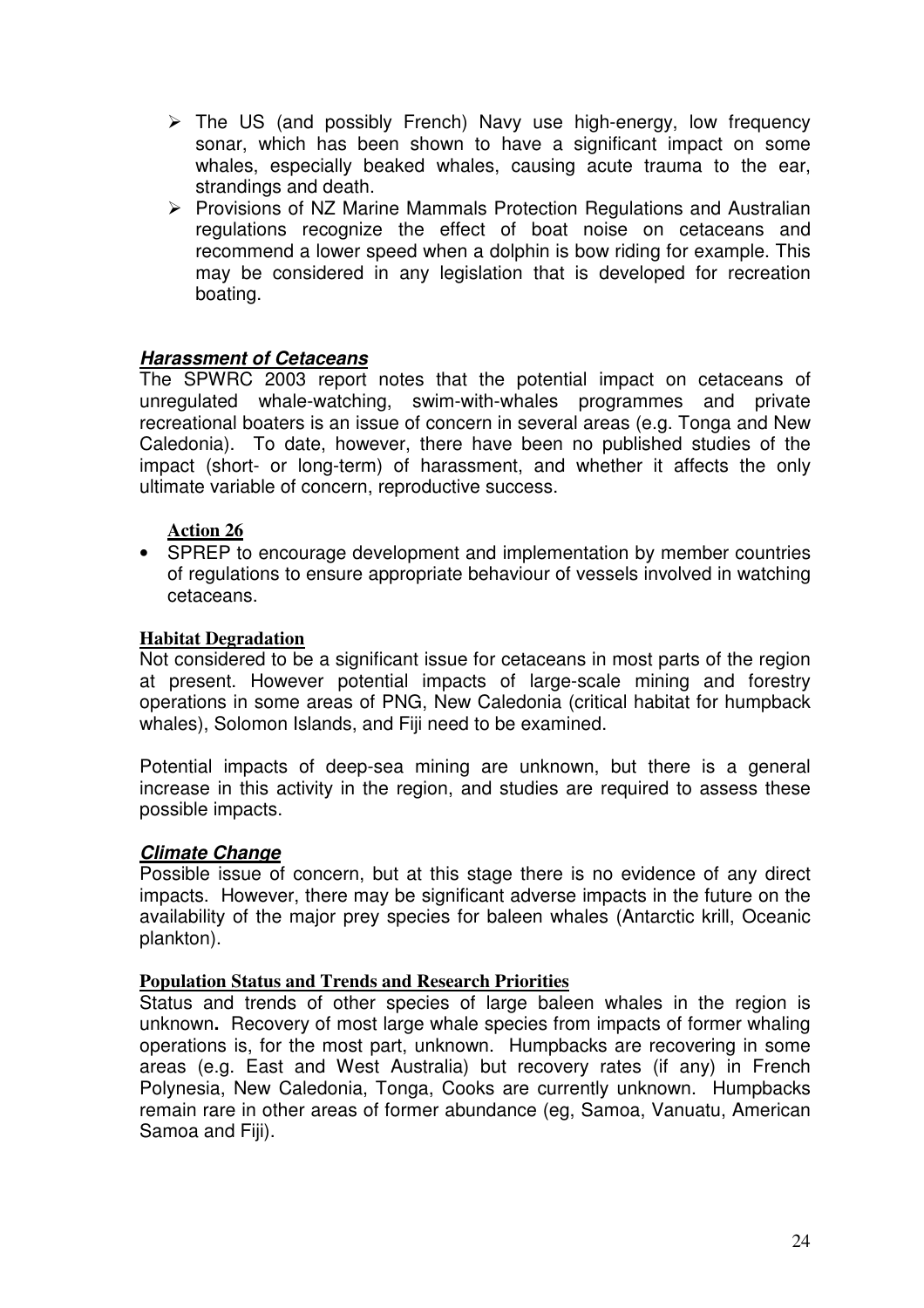- The US (and possibly French) Navy use high-energy, low frequency sonar, which has been shown to have a significant impact on some whales, especially beaked whales, causing acute trauma to the ear, strandings and death.
- Provisions of NZ Marine Mammals Protection Regulations and Australian regulations recognize the effect of boat noise on cetaceans and recommend a lower speed when a dolphin is bow riding for example. This may be considered in any legislation that is developed for recreation boating.

### ***Harassment of Cetaceans***

The SPWRC 2003 report notes that the potential impact on cetaceans of unregulated whale-watching, swim-with-whales programmes and private recreational boaters is an issue of concern in several areas (e.g. Tonga and New Caledonia). To date, however, there have been no published studies of the impact (short- or long-term) of harassment, and whether it affects the only ultimate variable of concern, reproductive success.

**Action 26**

- SPREP to encourage development and implementation by member countries of regulations to ensure appropriate behaviour of vessels involved in watching cetaceans.

### **Habitat Degradation**

Not considered to be a significant issue for cetaceans in most parts of the region at present. However potential impacts of large-scale mining and forestry operations in some areas of PNG, New Caledonia (critical habitat for humpback whales), Solomon Islands, and Fiji need to be examined.

Potential impacts of deep-sea mining are unknown, but there is a general increase in this activity in the region, and studies are required to assess these possible impacts.

### ***Climate Change***

Possible issue of concern, but at this stage there is no evidence of any direct impacts. However, there may be significant adverse impacts in the future on the availability of the major prey species for baleen whales (Antarctic krill, Oceanic plankton).

### **Population Status and Trends and Research Priorities**

Status and trends of other species of large baleen whales in the region is unknown**.** Recovery of most large whale species from impacts of former whaling operations is, for the most part, unknown. Humpbacks are recovering in some areas (e.g. East and West Australia) but recovery rates (if any) in French Polynesia, New Caledonia, Tonga, Cooks are currently unknown. Humpbacks remain rare in other areas of former abundance (eg, Samoa, Vanuatu, American Samoa and Fiji).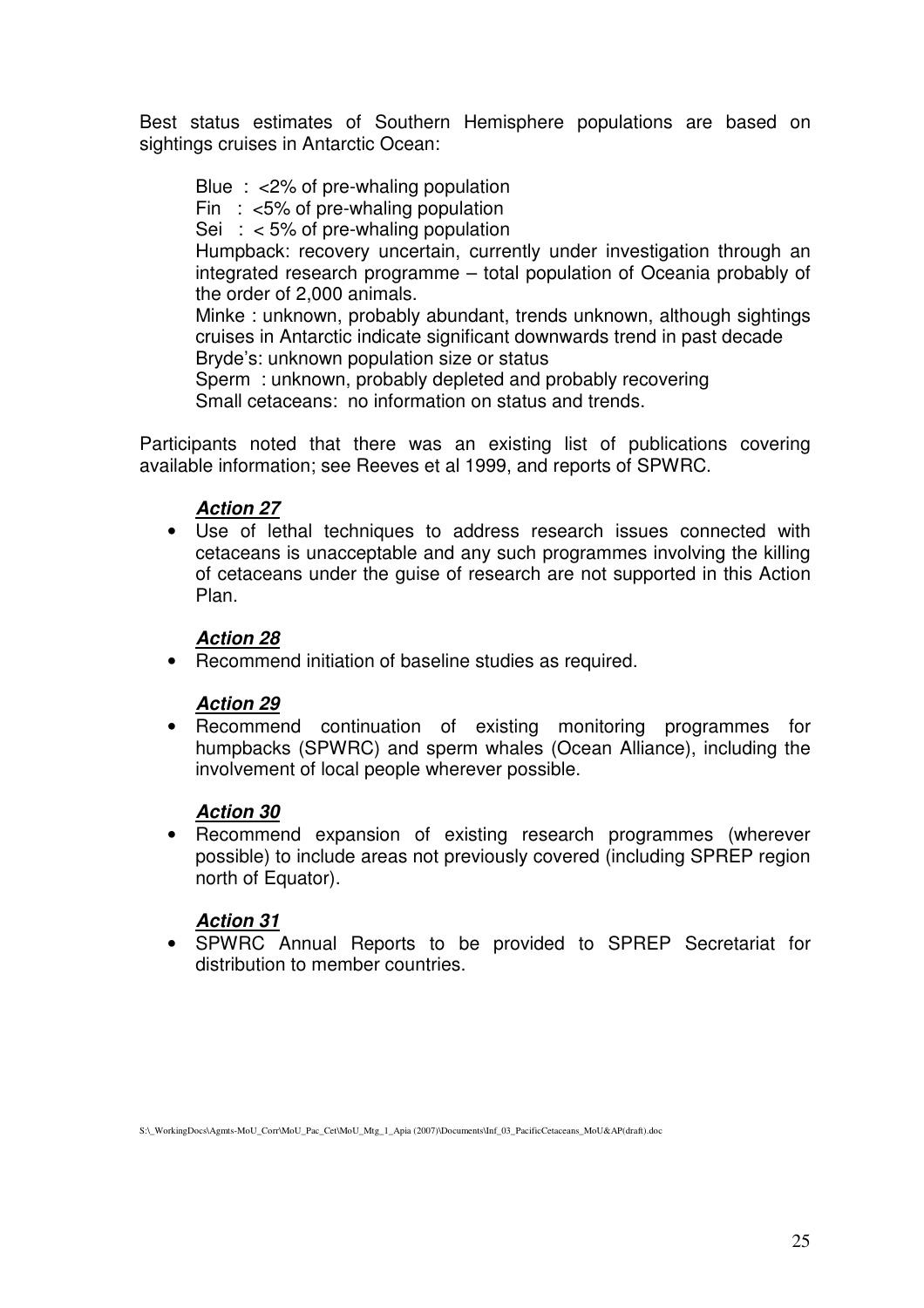Best status estimates of Southern Hemisphere populations are based on sightings cruises in Antarctic Ocean:

Blue : <2% of pre-whaling population
Fin : <5% of pre-whaling population
Sei : < 5% of pre-whaling population
Humpback: recovery uncertain, currently under investigation through an integrated research programme – total population of Oceania probably of the order of 2,000 animals.
Minke : unknown, probably abundant, trends unknown, although sightings cruises in Antarctic indicate significant downwards trend in past decade
Bryde's: unknown population size or status
Sperm : unknown, probably depleted and probably recovering
Small cetaceans: no information on status and trends.

Participants noted that there was an existing list of publications covering available information; see Reeves et al 1999, and reports of SPWRC.

***Action 27***

- Use of lethal techniques to address research issues connected with cetaceans is unacceptable and any such programmes involving the killing of cetaceans under the guise of research are not supported in this Action Plan.

***Action 28***

- Recommend initiation of baseline studies as required.

***Action 29***

- Recommend continuation of existing monitoring programmes for humpbacks (SPWRC) and sperm whales (Ocean Alliance), including the involvement of local people wherever possible.

***Action 30***

- Recommend expansion of existing research programmes (wherever possible) to include areas not previously covered (including SPREP region north of Equator).

***Action 31***

- SPWRC Annual Reports to be provided to SPREP Secretariat for distribution to member countries.